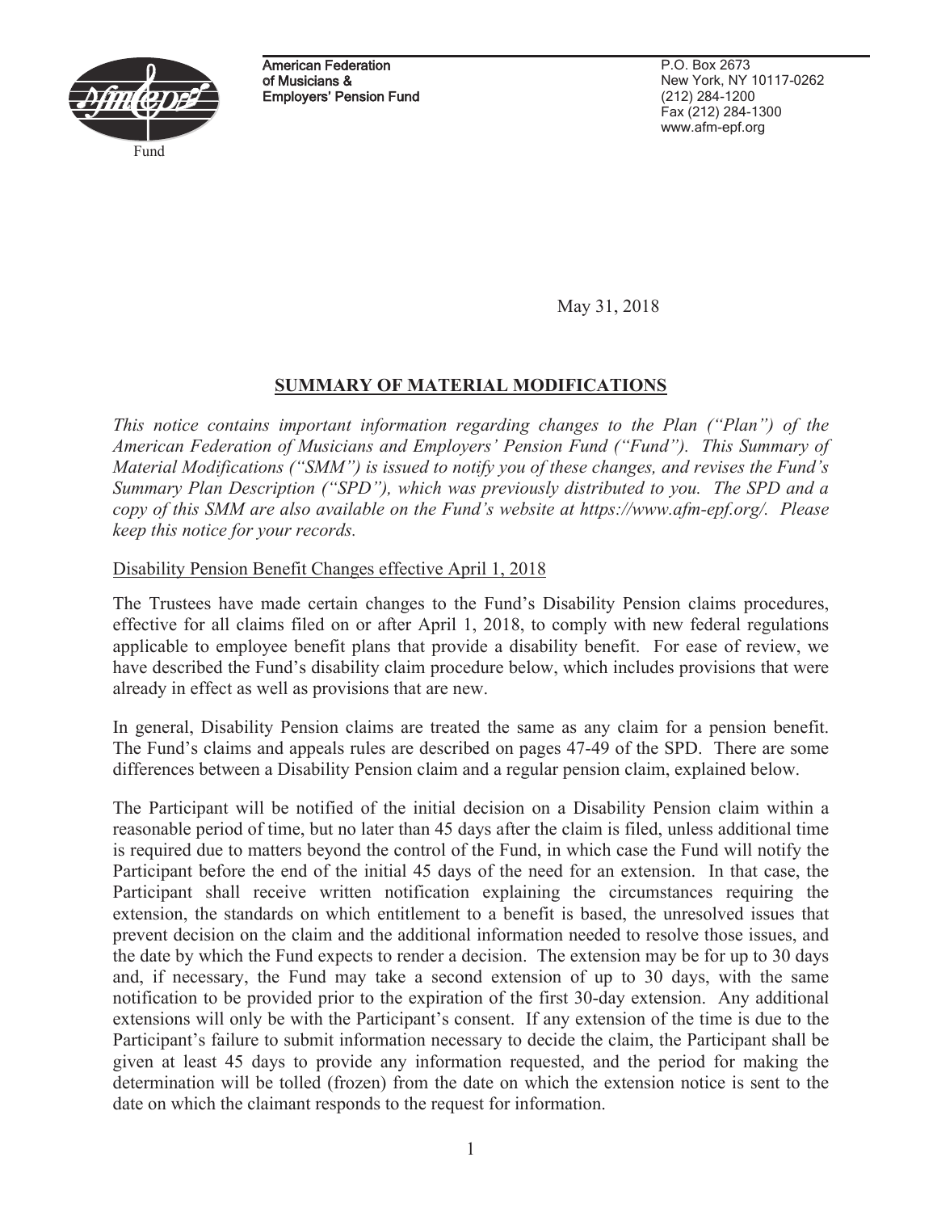American Federation
of Musicians &
Employers' Pension Fund

P.O. Box 2673
New York, NY 10117-0262
(212) 284-1200
Fax (212) 284-1300
www.afm-epf.org

May 31, 2018

## SUMMARY OF MATERIAL MODIFICATIONS

*This notice contains important information regarding changes to the Plan ("Plan") of the American Federation of Musicians and Employers' Pension Fund ("Fund"). This Summary of Material Modifications ("SMM") is issued to notify you of these changes, and revises the Fund's Summary Plan Description ("SPD"), which was previously distributed to you. The SPD and a copy of this SMM are also available on the Fund's website at https://www.afm-epf.org/. Please keep this notice for your records.*

### Disability Pension Benefit Changes effective April 1, 2018

The Trustees have made certain changes to the Fund's Disability Pension claims procedures, effective for all claims filed on or after April 1, 2018, to comply with new federal regulations applicable to employee benefit plans that provide a disability benefit. For ease of review, we have described the Fund's disability claim procedure below, which includes provisions that were already in effect as well as provisions that are new.

In general, Disability Pension claims are treated the same as any claim for a pension benefit. The Fund's claims and appeals rules are described on pages 47-49 of the SPD. There are some differences between a Disability Pension claim and a regular pension claim, explained below.

The Participant will be notified of the initial decision on a Disability Pension claim within a reasonable period of time, but no later than 45 days after the claim is filed, unless additional time is required due to matters beyond the control of the Fund, in which case the Fund will notify the Participant before the end of the initial 45 days of the need for an extension. In that case, the Participant shall receive written notification explaining the circumstances requiring the extension, the standards on which entitlement to a benefit is based, the unresolved issues that prevent decision on the claim and the additional information needed to resolve those issues, and the date by which the Fund expects to render a decision. The extension may be for up to 30 days and, if necessary, the Fund may take a second extension of up to 30 days, with the same notification to be provided prior to the expiration of the first 30-day extension. Any additional extensions will only be with the Participant's consent. If any extension of the time is due to the Participant's failure to submit information necessary to decide the claim, the Participant shall be given at least 45 days to provide any information requested, and the period for making the determination will be tolled (frozen) from the date on which the extension notice is sent to the date on which the claimant responds to the request for information.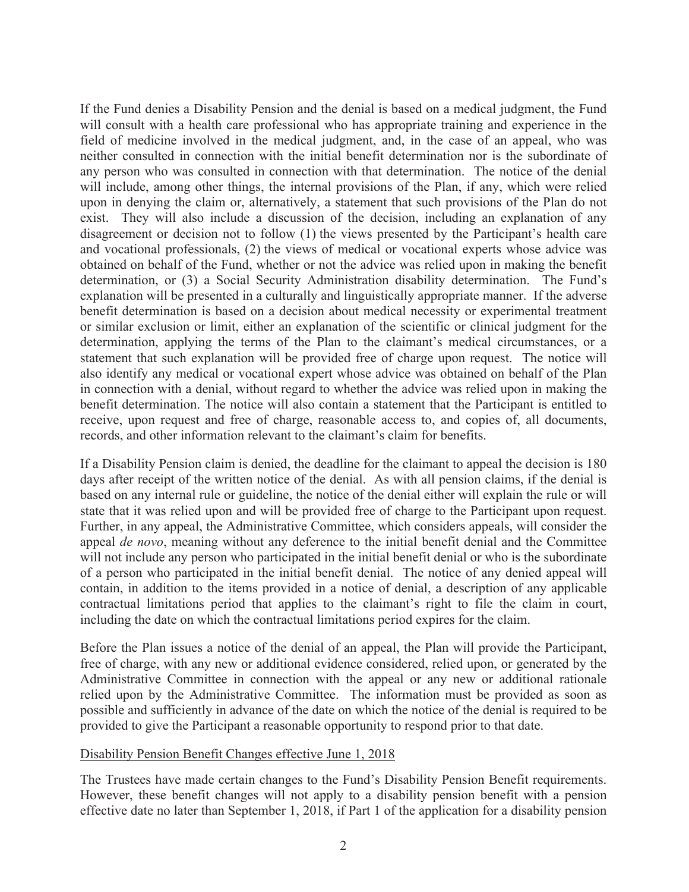If the Fund denies a Disability Pension and the denial is based on a medical judgment, the Fund will consult with a health care professional who has appropriate training and experience in the field of medicine involved in the medical judgment, and, in the case of an appeal, who was neither consulted in connection with the initial benefit determination nor is the subordinate of any person who was consulted in connection with that determination. The notice of the denial will include, among other things, the internal provisions of the Plan, if any, which were relied upon in denying the claim or, alternatively, a statement that such provisions of the Plan do not exist. They will also include a discussion of the decision, including an explanation of any disagreement or decision not to follow (1) the views presented by the Participant's health care and vocational professionals, (2) the views of medical or vocational experts whose advice was obtained on behalf of the Fund, whether or not the advice was relied upon in making the benefit determination, or (3) a Social Security Administration disability determination. The Fund's explanation will be presented in a culturally and linguistically appropriate manner. If the adverse benefit determination is based on a decision about medical necessity or experimental treatment or similar exclusion or limit, either an explanation of the scientific or clinical judgment for the determination, applying the terms of the Plan to the claimant's medical circumstances, or a statement that such explanation will be provided free of charge upon request. The notice will also identify any medical or vocational expert whose advice was obtained on behalf of the Plan in connection with a denial, without regard to whether the advice was relied upon in making the benefit determination. The notice will also contain a statement that the Participant is entitled to receive, upon request and free of charge, reasonable access to, and copies of, all documents, records, and other information relevant to the claimant's claim for benefits.

If a Disability Pension claim is denied, the deadline for the claimant to appeal the decision is 180 days after receipt of the written notice of the denial. As with all pension claims, if the denial is based on any internal rule or guideline, the notice of the denial either will explain the rule or will state that it was relied upon and will be provided free of charge to the Participant upon request. Further, in any appeal, the Administrative Committee, which considers appeals, will consider the appeal *de novo*, meaning without any deference to the initial benefit denial and the Committee will not include any person who participated in the initial benefit denial or who is the subordinate of a person who participated in the initial benefit denial. The notice of any denied appeal will contain, in addition to the items provided in a notice of denial, a description of any applicable contractual limitations period that applies to the claimant's right to file the claim in court, including the date on which the contractual limitations period expires for the claim.

Before the Plan issues a notice of the denial of an appeal, the Plan will provide the Participant, free of charge, with any new or additional evidence considered, relied upon, or generated by the Administrative Committee in connection with the appeal or any new or additional rationale relied upon by the Administrative Committee. The information must be provided as soon as possible and sufficiently in advance of the date on which the notice of the denial is required to be provided to give the Participant a reasonable opportunity to respond prior to that date.

<u>Disability Pension Benefit Changes effective June 1, 2018</u>

The Trustees have made certain changes to the Fund's Disability Pension Benefit requirements. However, these benefit changes will not apply to a disability pension benefit with a pension effective date no later than September 1, 2018, if Part 1 of the application for a disability pension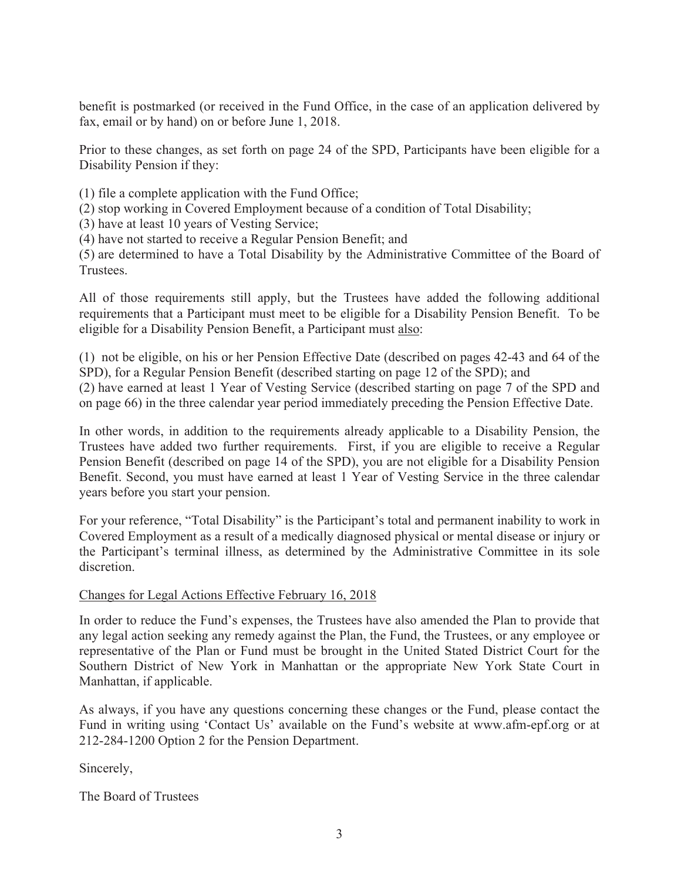benefit is postmarked (or received in the Fund Office, in the case of an application delivered by fax, email or by hand) on or before June 1, 2018.

Prior to these changes, as set forth on page 24 of the SPD, Participants have been eligible for a Disability Pension if they:

(1) file a complete application with the Fund Office;
(2) stop working in Covered Employment because of a condition of Total Disability;
(3) have at least 10 years of Vesting Service;
(4) have not started to receive a Regular Pension Benefit; and
(5) are determined to have a Total Disability by the Administrative Committee of the Board of Trustees.

All of those requirements still apply, but the Trustees have added the following additional requirements that a Participant must meet to be eligible for a Disability Pension Benefit. To be eligible for a Disability Pension Benefit, a Participant must <u>also</u>:

(1) not be eligible, on his or her Pension Effective Date (described on pages 42-43 and 64 of the SPD), for a Regular Pension Benefit (described starting on page 12 of the SPD); and
(2) have earned at least 1 Year of Vesting Service (described starting on page 7 of the SPD and on page 66) in the three calendar year period immediately preceding the Pension Effective Date.

In other words, in addition to the requirements already applicable to a Disability Pension, the Trustees have added two further requirements. First, if you are eligible to receive a Regular Pension Benefit (described on page 14 of the SPD), you are not eligible for a Disability Pension Benefit. Second, you must have earned at least 1 Year of Vesting Service in the three calendar years before you start your pension.

For your reference, "Total Disability" is the Participant's total and permanent inability to work in Covered Employment as a result of a medically diagnosed physical or mental disease or injury or the Participant's terminal illness, as determined by the Administrative Committee in its sole discretion.

<u>Changes for Legal Actions Effective February 16, 2018</u>

In order to reduce the Fund's expenses, the Trustees have also amended the Plan to provide that any legal action seeking any remedy against the Plan, the Fund, the Trustees, or any employee or representative of the Plan or Fund must be brought in the United Stated District Court for the Southern District of New York in Manhattan or the appropriate New York State Court in Manhattan, if applicable.

As always, if you have any questions concerning these changes or the Fund, please contact the Fund in writing using 'Contact Us' available on the Fund's website at www.afm-epf.org or at 212-284-1200 Option 2 for the Pension Department.

Sincerely,

The Board of Trustees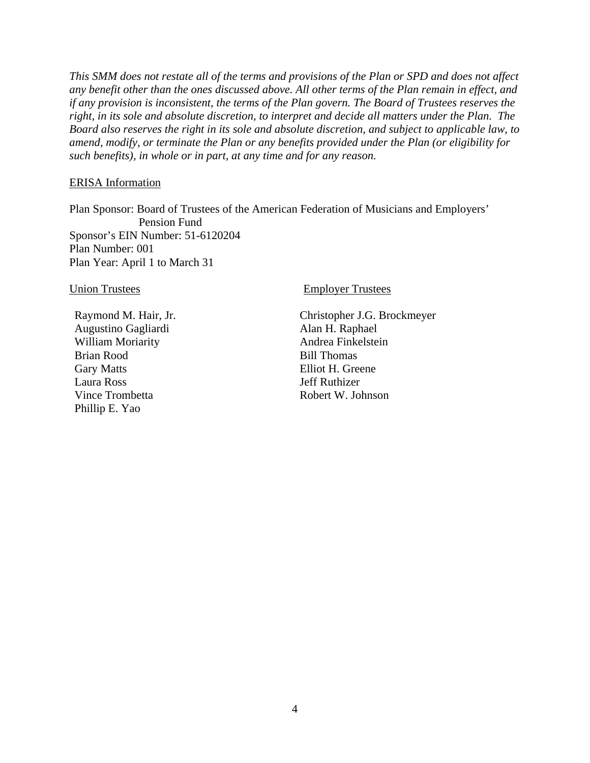*This SMM does not restate all of the terms and provisions of the Plan or SPD and does not affect any benefit other than the ones discussed above. All other terms of the Plan remain in effect, and if any provision is inconsistent, the terms of the Plan govern. The Board of Trustees reserves the right, in its sole and absolute discretion, to interpret and decide all matters under the Plan. The Board also reserves the right in its sole and absolute discretion, and subject to applicable law, to amend, modify, or terminate the Plan or any benefits provided under the Plan (or eligibility for such benefits), in whole or in part, at any time and for any reason.*

ERISA Information

Plan Sponsor: Board of Trustees of the American Federation of Musicians and Employers' Pension Fund
Sponsor's EIN Number: 51-6120204
Plan Number: 001
Plan Year: April 1 to March 31

Union Trustees

Raymond M. Hair, Jr.
Augustino Gagliardi
William Moriarity
Brian Rood
Gary Matts
Laura Ross
Vince Trombetta
Phillip E. Yao

Employer Trustees

Christopher J.G. Brockmeyer
Alan H. Raphael
Andrea Finkelstein
Bill Thomas
Elliot H. Greene
Jeff Ruthizer
Robert W. Johnson